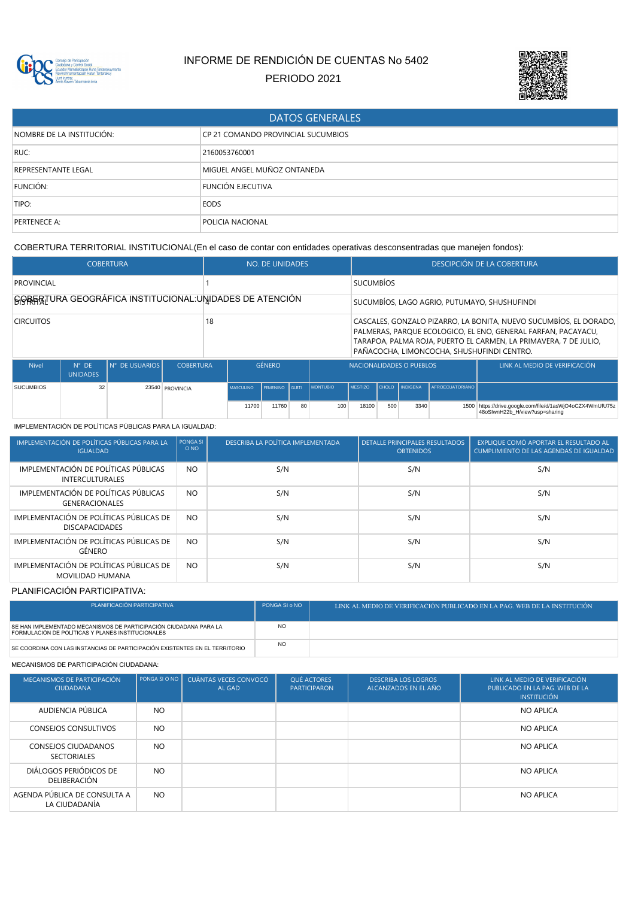# INFORME DE RENDICIÓN DE CUENTAS No 5402

PERIODO 2021

| DATOS GENERALES | |
|---|---|
| NOMBRE DE LA INSTITUCIÓN: | CP 21 COMANDO PROVINCIAL SUCUMBIOS |
| RUC: | 2160053760001 |
| REPRESENTANTE LEGAL | MIGUEL ANGEL MUÑOZ ONTANEDA |
| FUNCIÓN: | FUNCIÓN EJECUTIVA |
| TIPO: | EODS |
| PERTENECE A: | POLICIA NACIONAL |

COBERTURA TERRITORIAL INSTITUCIONAL(En el caso de contar con entidades operativas desconcentradas que manejen fondos):

| COBERTURA | NO. DE UNIDADES | DESCRIPCIÓN DE LA COBERTURA |
|---|---|---|
| PROVINCIAL | 1 | SUCUMBÍOS |
| DISTRITAL | 4 | SUCUMBÍOS, LAGO AGRIO, PUTUMAYO, SHUSHUFINDI |
| CIRCUITOS | 18 | CASCALES, GONZALO PIZARRO, LA BONITA, NUEVO SUCUMBÍOS, EL DORADO, PALMERAS, PARQUE ECOLOGICO, EL ENO, GENERAL FARFAN, PACAYACU, TARAPOA, PALMA ROJA, PUERTO EL CARMEN, LA PRIMAVERA, 7 DE JULIO, PAÑACOCHA, LIMONCOCHA, SHUSHUFINDI CENTRO. |

COBERTURA GEOGRÁFICA INSTITUCIONAL:UNIDADES DE ATENCIÓN

| Nivel | N° DE UNIDADES | N° DE USUARIOS | COBERTURA | GÉNERO | | | NACIONALIDADES O PUEBLOS | | | | | LINK AL MEDIO DE VERIFICACIÓN |
|---|---|---|---|---|---|---|---|---|---|---|---|---|
| | | | | MASCULINO | FEMENINO | GLBTI | MONTUBIO | MESTIZO | CHOLO | INDIGENA | AFROECUATORIANO | |
| SUCUMBIOS | 32 | 23540 | PROVINCIA | 11700 | 11760 | 80 | 100 | 18100 | 500 | 3340 | 1500 | https://drive.google.com/file/d/1asWjO4oCZX4WmUfU75z48oSIwnH22b_H/view?usp=sharing |

IMPLEMENTACIÓN DE POLÍTICAS PÚBLICAS PARA LA IGUALDAD:

| IMPLEMENTACIÓN DE POLÍTICAS PÚBLICAS PARA LA IGUALDAD | PONGA SI O NO | DESCRIBA LA POLÍTICA IMPLEMENTADA | DETALLE PRINCIPALES RESULTADOS OBTENIDOS | EXPLIQUE COMÓ APORTAR EL RESULTADO AL CUMPLIMIENTO DE LAS AGENDAS DE IGUALDAD |
|---|---|---|---|---|
| IMPLEMENTACIÓN DE POLÍTICAS PÚBLICAS INTERCULTURALES | NO | S/N | S/N | S/N |
| IMPLEMENTACIÓN DE POLÍTICAS PÚBLICAS GENERACIONALES | NO | S/N | S/N | S/N |
| IMPLEMENTACIÓN DE POLÍTICAS PÚBLICAS DE DISCAPACIDADES | NO | S/N | S/N | S/N |
| IMPLEMENTACIÓN DE POLÍTICAS PÚBLICAS DE GÉNERO | NO | S/N | S/N | S/N |
| IMPLEMENTACIÓN DE POLÍTICAS PÚBLICAS DE MOVILIDAD HUMANA | NO | S/N | S/N | S/N |

PLANIFICACIÓN PARTICIPATIVA:

| PLANIFICACIÓN PARTICIPATIVA | PONGA SI o NO | LINK AL MEDIO DE VERIFICACIÓN PUBLICADO EN LA PAG. WEB DE LA INSTITUCIÓN |
|---|---|---|
| SE HAN IMPLEMENTADO MECANISMOS DE PARTICIPACIÓN CIUDADANA PARA LA FORMULACIÓN DE POLÍTICAS Y PLANES INSTITUCIONALES | NO | |
| SE COORDINA CON LAS INSTANCIAS DE PARTICIPACIÓN EXISTENTES EN EL TERRITORIO | NO | |

MECANISMOS DE PARTICIPACIÓN CIUDADANA:

| MECANISMOS DE PARTICIPACIÓN CIUDADANA | PONGA SI O NO | CUÁNTAS VECES CONVOCÓ AL GAD | QUÉ ACTORES PARTICIPARON | DESCRIBA LOS LOGROS ALCANZADOS EN EL AÑO | LINK AL MEDIO DE VERIFICACIÓN PUBLICADO EN LA PAG. WEB DE LA INSTITUCIÓN |
|---|---|---|---|---|---|
| AUDIENCIA PÚBLICA | NO | | | | NO APLICA |
| CONSEJOS CONSULTIVOS | NO | | | | NO APLICA |
| CONSEJOS CIUDADANOS SECTORIALES | NO | | | | NO APLICA |
| DIÁLOGOS PERIÓDICOS DE DELIBERACIÓN | NO | | | | NO APLICA |
| AGENDA PÚBLICA DE CONSULTA A LA CIUDADANÍA | NO | | | | NO APLICA |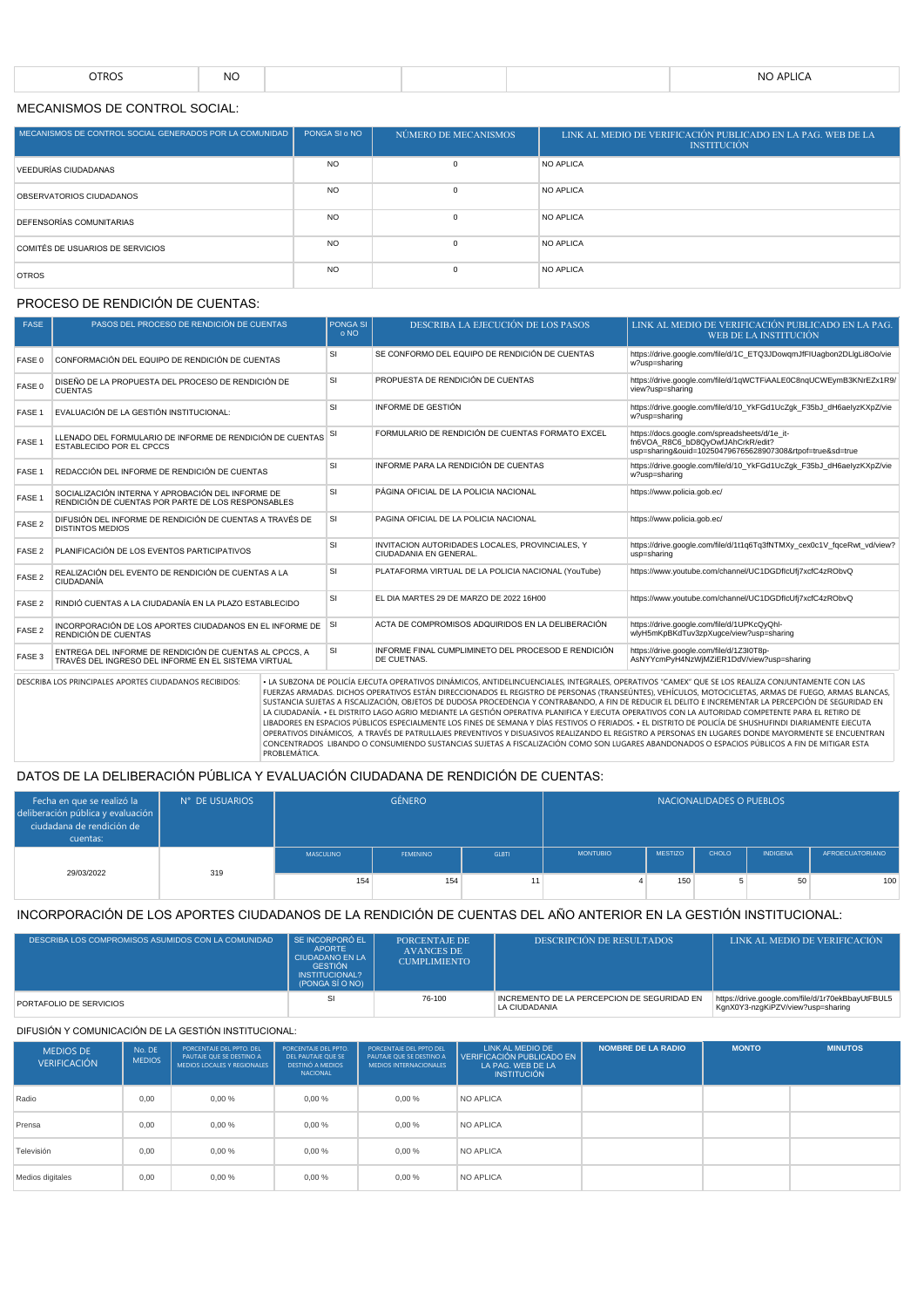| OTROS | NO | | | | NO APLICA |
|---|---|---|---|---|---|

## MECANISMOS DE CONTROL SOCIAL:

| MECANISMOS DE CONTROL SOCIAL GENERADOS POR LA COMUNIDAD | PONGA SI o NO | NÚMERO DE MECANISMOS | LINK AL MEDIO DE VERIFICACIÓN PUBLICADO EN LA PAG. WEB DE LA INSTITUCIÓN |
|---|---|---|---|
| VEEDURÍAS CIUDADANAS | NO | 0 | NO APLICA |
| OBSERVATORIOS CIUDADANOS | NO | 0 | NO APLICA |
| DEFENSORÍAS COMUNITARIAS | NO | 0 | NO APLICA |
| COMITÉS DE USUARIOS DE SERVICIOS | NO | 0 | NO APLICA |
| OTROS | NO | 0 | NO APLICA |

## PROCESO DE RENDICIÓN DE CUENTAS:

| FASE | PASOS DEL PROCESO DE RENDICIÓN DE CUENTAS | PONGA SI o NO | DESCRIBA LA EJECUCIÓN DE LOS PASOS | LINK AL MEDIO DE VERIFICACIÓN PUBLICADO EN LA PAG. WEB DE LA INSTITUCIÓN |
|---|---|---|---|---|
| FASE 0 | CONFORMACIÓN DEL EQUIPO DE RENDICIÓN DE CUENTAS | SI | SE CONFORMO DEL EQUIPO DE RENDICIÓN DE CUENTAS | https://drive.google.com/file/d/1C_ETQ3JDowqmJfFlUagbon2DLlgLi8Oo/view?usp=sharing |
| FASE 0 | DISEÑO DE LA PROPUESTA DEL PROCESO DE RENDICIÓN DE CUENTAS | SI | PROPUESTA DE RENDICIÓN DE CUENTAS | https://drive.google.com/file/d/1qWCTFiAALE0C8nqUCWEymB3KNrEZx1R9/view?usp=sharing |
| FASE 1 | EVALUACIÓN DE LA GESTIÓN INSTITUCIONAL: | SI | INFORME DE GESTIÓN | https://drive.google.com/file/d/10_YkFGd1UcZgk_F35bJ_dH6aelyzKXpZ/view?usp=sharing |
| FASE 1 | LLENADO DEL FORMULARIO DE INFORME DE RENDICIÓN DE CUENTAS ESTABLECIDO POR EL CPCCS | SI | FORMULARIO DE RENDICIÓN DE CUENTAS FORMATO EXCEL | https://docs.google.com/spreadsheets/d/1e_it-fn6VOA_R8C6_bD8QyOwfJAhCrkR/edit?usp=sharing&ouid=102504796765628907308&rtpof=true&sd=true |
| FASE 1 | REDACCIÓN DEL INFORME DE RENDICIÓN DE CUENTAS | SI | INFORME PARA LA RENDICIÓN DE CUENTAS | https://drive.google.com/file/d/10_YkFGd1UcZgk_F35bJ_dH6aelyzKXpZ/view?usp=sharing |
| FASE 1 | SOCIALIZACIÓN INTERNA Y APROBACIÓN DEL INFORME DE RENDICIÓN DE CUENTAS POR PARTE DE LOS RESPONSABLES | SI | PÁGINA OFICIAL DE LA POLICIA NACIONAL | https://www.policia.gob.ec/ |
| FASE 2 | DIFUSIÓN DEL INFORME DE RENDICIÓN DE CUENTAS A TRAVÉS DE DISTINTOS MEDIOS | SI | PAGINA OFICIAL DE LA POLICIA NACIONAL | https://www.policia.gob.ec/ |
| FASE 2 | PLANIFICACIÓN DE LOS EVENTOS PARTICIPATIVOS | SI | INVITACION AUTORIDADES LOCALES, PROVINCIALES, Y CIUDADANIA EN GENERAL. | https://drive.google.com/file/d/1t1q6Tq3fNTMXy_cex0c1V_fqceRwt_vd/view?usp=sharing |
| FASE 2 | REALIZACIÓN DEL EVENTO DE RENDICIÓN DE CUENTAS A LA CIUDADANÍA | SI | PLATAFORMA VIRTUAL DE LA POLICIA NACIONAL (YouTube) | https://www.youtube.com/channel/UC1DGDflcUfj7xcfC4zRObvQ |
| FASE 2 | RINDIÓ CUENTAS A LA CIUDADANÍA EN LA PLAZO ESTABLECIDO | SI | EL DIA MARTES 29 DE MARZO DE 2022 16H00 | https://www.youtube.com/channel/UC1DGDflcUfj7xcfC4zRObvQ |
| FASE 2 | INCORPORACIÓN DE LOS APORTES CIUDADANOS EN EL INFORME DE RENDICIÓN DE CUENTAS | SI | ACTA DE COMPROMISOS ADQUIRIDOS EN LA DELIBERACIÓN | https://drive.google.com/file/d/1UPKcQyQhl-wlyH5mKpBKdTuv3zpXugce/view?usp=sharing |
| FASE 3 | ENTREGA DEL INFORME DE RENDICIÓN DE CUENTAS AL CPCCS, A TRAVÉS DEL INGRESO DEL INFORME EN EL SISTEMA VIRTUAL | SI | INFORME FINAL CUMPLIMINETO DEL PROCESOD E RENDICIÓN DE CUETNAS. | https://drive.google.com/file/d/1Z3I0T8p-AsNYYcmPyH4NzWjMZiER1DdV/view?usp=sharing |

| DESCRIBA LOS PRINCIPALES APORTES CIUDADANOS RECIBIDOS: | • LA SUBZONA DE POLICÍA EJECUTA OPERATIVOS DINÁMICOS, ANTIDELINCUENCIALES, INTEGRALES, OPERATIVOS "CAMEX" QUE SE LOS REALIZA CONJUNTAMENTE CON LAS FUERZAS ARMADAS. DICHOS OPERATIVOS ESTÁN DIRECCIONADOS EL REGISTRO DE PERSONAS (TRANSEÚNTES), VEHÍCULOS, MOTOCICLETAS, ARMAS DE FUEGO, ARMAS BLANCAS, SUSTANCIA SUJETAS A FISCALIZACIÓN, OBJETOS DE DUDOSA PROCEDENCIA Y CONTRABANDO, A FIN DE REDUCIR EL DELITO E INCREMENTAR LA PERCEPCIÓN DE SEGURIDAD EN LA CIUDADANÍA. • EL DISTRITO LAGO AGRIO MEDIANTE LA GESTIÓN OPERATIVA PLANIFICA Y EJECUTA OPERATIVOS CON LA AUTORIDAD COMPETENTE PARA EL RETIRO DE LIBADORES EN ESPACIOS PÚBLICOS ESPECIALMENTE LOS FINES DE SEMANA Y DÍAS FESTIVOS O FERIADOS. • EL DISTRITO DE POLICÍA DE SHUSHUFINDI DIARIAMENTE EJECUTA OPERATIVOS DINÁMICOS, A TRAVÉS DE PATRULLAJES PREVENTIVOS Y DISUASIVOS REALIZANDO EL REGISTRO A PERSONAS EN LUGARES DONDE MAYORMENTE SE ENCUENTRAN CONCENTRADOS LIBANDO O CONSUMIENDO SUSTANCIAS SUJETAS A FISCALIZACIÓN COMO SON LUGARES ABANDONADOS O ESPACIOS PÚBLICOS A FIN DE MITIGAR ESTA PROBLEMÁTICA. |
|---|---|

## DATOS DE LA DELIBERACIÓN PÚBLICA Y EVALUACIÓN CIUDADANA DE RENDICIÓN DE CUENTAS:

| Fecha en que se realizó la deliberación pública y evaluación ciudadana de rendición de cuentas: | N° DE USUARIOS | GÉNERO | | | NACIONALIDADES O PUEBLOS | | | | |
|---|---|---|---|---|---|---|---|---|---|
| | | MASCULINO | FEMENINO | GLBTI | MONTUBIO | MESTIZO | CHOLO | INDIGENA | AFROECUATORIANO |
| 29/03/2022 | 319 | 154 | 154 | 11 | 4 | 150 | 5 | 50 | 100 |

## INCORPORACIÓN DE LOS APORTES CIUDADANOS DE LA RENDICIÓN DE CUENTAS DEL AÑO ANTERIOR EN LA GESTIÓN INSTITUCIONAL:

| DESCRIBA LOS COMPROMISOS ASUMIDOS CON LA COMUNIDAD | SE INCORPORÓ EL APORTE CIUDADANO EN LA GESTIÓN INSTITUCIONAL? (PONGA SÍ O NO) | PORCENTAJE DE AVANCES DE CUMPLIMIENTO | DESCRIPCIÓN DE RESULTADOS | LINK AL MEDIO DE VERIFICACIÓN |
|---|---|---|---|---|
| PORTAFOLIO DE SERVICIOS | SI | 76-100 | INCREMENTO DE LA PERCEPCION DE SEGURIDAD EN LA CIUDADANIA | https://drive.google.com/file/d/1r70ekBbayUtFBUL5KgnX0Y3-nzgKiPZV/view?usp=sharing |

### DIFUSIÓN Y COMUNICACIÓN DE LA GESTIÓN INSTITUCIONAL:

| MEDIOS DE VERIFICACIÓN | No. DE MEDIOS | PORCENTAJE DEL PPTO. DEL PAUTAJE QUE SE DESTINO A MEDIOS LOCALES Y REGIONALES | PORCENTAJE DEL PPTO. DEL PAUTAJE QUE SE DESTINO A MEDIOS NACIONAL | PORCENTAJE DEL PPTO DEL PAUTAJE QUE SE DESTINO A MEDIOS INTERNACIONALES | LINK AL MEDIO DE VERIFICACIÓN PUBLICADO EN LA PAG. WEB DE LA INSTITUCIÓN | NOMBRE DE LA RADIO | MONTO | MINUTOS |
|---|---|---|---|---|---|---|---|---|
| Radio | 0,00 | 0,00 % | 0,00 % | 0,00 % | NO APLICA | | | |
| Prensa | 0,00 | 0,00 % | 0,00 % | 0,00 % | NO APLICA | | | |
| Televisión | 0,00 | 0,00 % | 0,00 % | 0,00 % | NO APLICA | | | |
| Medios digitales | 0,00 | 0,00 % | 0,00 % | 0,00 % | NO APLICA | | | |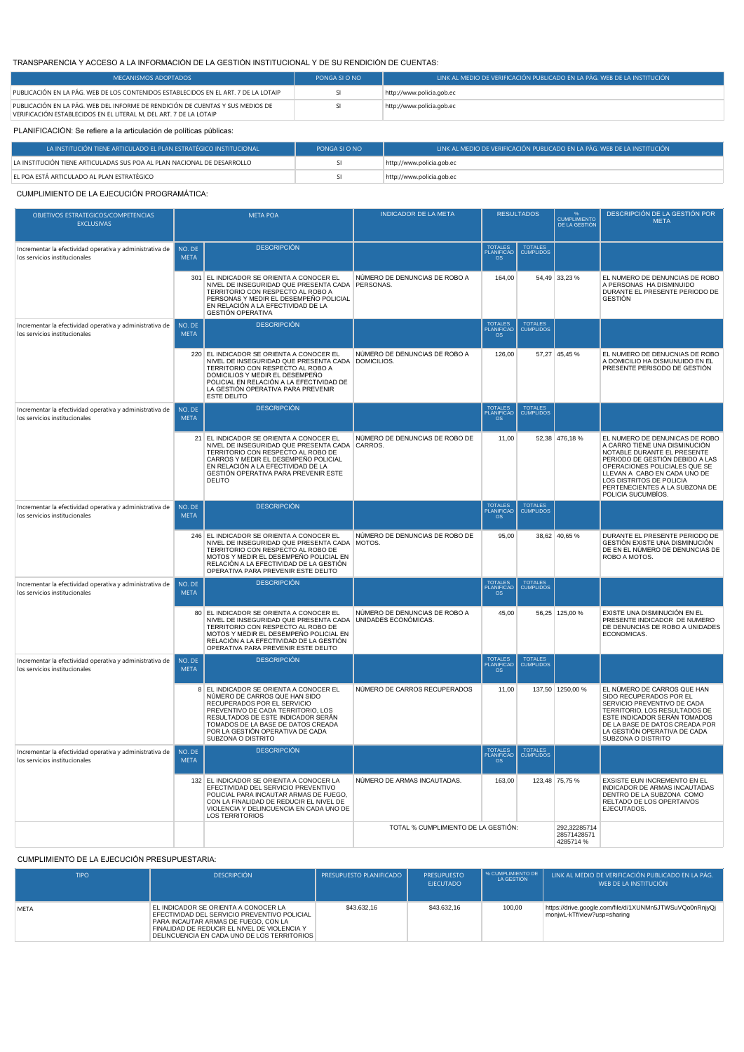TRANSPARENCIA Y ACCESO A LA INFORMACIÓN DE LA GESTIÓN INSTITUCIONAL Y DE SU RENDICIÓN DE CUENTAS:

| MECANISMOS ADOPTADOS | PONGA SI O NO | LINK AL MEDIO DE VERIFICACIÓN PUBLICADO EN LA PÁG. WEB DE LA INSTITUCIÓN |
|---|---|---|
| PUBLICACIÓN EN LA PÁG. WEB DE LOS CONTENIDOS ESTABLECIDOS EN EL ART. 7 DE LA LOTAIP | SI | http://www.policia.gob.ec |
| PUBLICACIÓN EN LA PÁG. WEB DEL INFORME DE RENDICIÓN DE CUENTAS Y SUS MEDIOS DE VERIFICACIÓN ESTABLECIDOS EN EL LITERAL M, DEL ART. 7 DE LA LOTAIP | SI | http://www.policia.gob.ec |

PLANIFICACIÓN: Se refiere a la articulación de políticas públicas:

| LA INSTITUCIÓN TIENE ARTICULADO EL PLAN ESTRATÉGICO INSTITUCIONAL | PONGA SI O NO | LINK AL MEDIO DE VERIFICACIÓN PUBLICADO EN LA PÁG. WEB DE LA INSTITUCIÓN |
|---|---|---|
| LA INSTITUCIÓN TIENE ARTICULADAS SUS POA AL PLAN NACIONAL DE DESARROLLO | SI | http://www.policia.gob.ec |
| EL POA ESTÁ ARTICULADO AL PLAN ESTRATÉGICO | SI | http://www.policia.gob.ec |

CUMPLIMIENTO DE LA EJECUCIÓN PROGRAMÁTICA:

| OBJETIVOS ESTRATEGICOS/COMPETENCIAS EXCLUSIVAS | META POA | | INDICADOR DE LA META | RESULTADOS | | % CUMPLIMIENTO DE LA GESTIÓN | DESCRIPCIÓN DE LA GESTIÓN POR META |
|---|---|---|---|---|---|---|---|
| Incrementar la efectividad operativa y administrativa de los servicios institucionales | NO. DE META | DESCRIPCIÓN | | TOTALES PLANIFICADOS | TOTALES CUMPLIDOS | | |
| | 301 | EL INDICADOR SE ORIENTA A CONOCER EL NIVEL DE INSEGURIDAD QUE PRESENTA CADA TERRITORIO CON RESPECTO AL ROBO A PERSONAS Y MEDIR EL DESEMPEÑO POLICIAL EN RELACIÓN A LA EFECTIVIDAD DE LA GESTIÓN OPERATIVA | NÚMERO DE DENUNCIAS DE ROBO A PERSONAS. | 164,00 | 54,49 | 33,23 % | EL NUMERO DE DENUNCIAS DE ROBO A PERSONAS HA DISMINUIDO DURANTE EL PRESENTE PERIODO DE GESTIÓN |
| Incrementar la efectividad operativa y administrativa de los servicios institucionales | NO. DE META | DESCRIPCIÓN | | TOTALES PLANIFICADOS | TOTALES CUMPLIDOS | | |
| | 220 | EL INDICADOR SE ORIENTA A CONOCER EL NIVEL DE INSEGURIDAD QUE PRESENTA CADA TERRITORIO CON RESPECTO AL ROBO A DOMICILIOS Y MEDIR EL DESEMPEÑO POLICIAL EN RELACIÓN A LA EFECTIVIDAD DE LA GESTIÓN OPERATIVA PARA PREVENIR ESTE DELITO | NÚMERO DE DENUNCIAS DE ROBO A DOMICILIOS. | 126,00 | 57,27 | 45,45 % | EL NUMERO DE DENUCNIAS DE ROBO A DOMICILIO HA DISMUNUIDO EN EL PRESENTE PERISODO DE GESTIÓN |
| Incrementar la efectividad operativa y administrativa de los servicios institucionales | NO. DE META | DESCRIPCIÓN | | TOTALES PLANIFICADOS | TOTALES CUMPLIDOS | | |
| | 21 | EL INDICADOR SE ORIENTA A CONOCER EL NIVEL DE INSEGURIDAD QUE PRESENTA CADA TERRITORIO CON RESPECTO AL ROBO DE CARROS Y MEDIR EL DESEMPEÑO POLICIAL EN RELACIÓN A LA EFECTIVIDAD DE LA GESTIÓN OPERATIVA PARA PREVENIR ESTE DELITO | NÚMERO DE DENUNCIAS DE ROBO DE CARROS. | 11,00 | 52,38 | 476,18 % | EL NUMERO DE DENUNICAS DE ROBO A CARRO TIENE UNA DISMINUCIÓN NOTABLE DURANTE EL PRESENTE PERIODO DE GESTIÓN DEBIDO A LAS OPERACIONES POLICIALES QUE SE LLEVAN A CABO EN CADA UNO DE LOS DISTRITOS DE POLICIA PERTENECIENTES A LA SUBZONA DE POLICIA SUCUMBÍOS. |
| Incrementar la efectividad operativa y administrativa de los servicios institucionales | NO. DE META | DESCRIPCIÓN | | TOTALES PLANIFICADOS | TOTALES CUMPLIDOS | | |
| | 246 | EL INDICADOR SE ORIENTA A CONOCER EL NIVEL DE INSEGURIDAD QUE PRESENTA CADA TERRITORIO CON RESPECTO AL ROBO DE MOTOS Y MEDIR EL DESEMPEÑO POLICIAL EN RELACIÓN A LA EFECTIVIDAD DE LA GESTIÓN OPERATIVA PARA PREVENIR ESTE DELITO | NÚMERO DE DENUNCIAS DE ROBO DE MOTOS. | 95,00 | 38,62 | 40,65 % | DURANTE EL PRESENTE PERIODO DE GESTIÓN EXISTE UNA DISMINUCIÓN DE EN EL NÚMERO DE DENUNCIAS DE ROBO A MOTOS. |
| Incrementar la efectividad operativa y administrativa de los servicios institucionales | NO. DE META | DESCRIPCIÓN | | TOTALES PLANIFICADOS | TOTALES CUMPLIDOS | | |
| | 80 | EL INDICADOR SE ORIENTA A CONOCER EL NIVEL DE INSEGURIDAD QUE PRESENTA CADA TERRITORIO CON RESPECTO AL ROBO DE MOTOS Y MEDIR EL DESEMPEÑO POLICIAL EN RELACIÓN A LA EFECTIVIDAD DE LA GESTIÓN OPERATIVA PARA PREVENIR ESTE DELITO | NÚMERO DE DENUNCIAS DE ROBO A UNIDADES ECONÓMICAS. | 45,00 | 56,25 | 125,00 % | EXISTE UNA DISMINUCIÓN EN EL PRESENTE INDICADOR DE NUMERO DE DENUNCIAS DE ROBO A UNIDADES ECONOMICAS. |
| Incrementar la efectividad operativa y administrativa de los servicios institucionales | NO. DE META | DESCRIPCIÓN | | TOTALES PLANIFICADOS | TOTALES CUMPLIDOS | | |
| | 8 | EL INDICADOR SE ORIENTA A CONOCER EL NÚMERO DE CARROS QUE HAN SIDO RECUPERADOS POR EL SERVICIO PREVENTIVO DE CADA TERRITORIO, LOS RESULTADOS DE ESTE INDICADOR SERÁN TOMADOS DE LA BASE DE DATOS CREADA POR LA GESTIÓN OPERATIVA DE CADA SUBZONA O DISTRITO | NÚMERO DE CARROS RECUPERADOS | 11,00 | 137,50 | 1250,00 % | EL NÚMERO DE CARROS QUE HAN SIDO RECUPERADOS POR EL SERVICIO PREVENTIVO DE CADA TERRITORIO, LOS RESULTADOS DE ESTE INDICADOR SERÁN TOMADOS DE LA BASE DE DATOS CREADA POR LA GESTIÓN OPERATIVA DE CADA SUBZONA O DISTRITO |
| Incrementar la efectividad operativa y administrativa de los servicios institucionales | NO. DE META | DESCRIPCIÓN | | TOTALES PLANIFICADOS | TOTALES CUMPLIDOS | | |
| | 132 | EL INDICADOR SE ORIENTA A CONOCER LA EFECTIVIDAD DEL SERVICIO PREVENTIVO POLICIAL PARA INCAUTAR ARMAS DE FUEGO, CON LA FINALIDAD DE REDUCIR EL NIVEL DE VIOLENCIA Y DELINCUENCIA EN CADA UNO DE LOS TERRITORIOS | NÚMERO DE ARMAS INCAUTADAS. | 163,00 | 123,48 | 75,75 % | EXSISTE EUN INCREMENTO EN EL INDICADOR DE ARMAS INCAUTADAS DENTRO DE LA SUBZONA COMO RELTADO DE LOS OPERTAIVOS EJECUTADOS. |
| | | | TOTAL % CUMPLIMIENTO DE LA GESTIÓN: | | | 292,32285714 28571428571 4285714 % | |

CUMPLIMIENTO DE LA EJECUCIÓN PRESUPUESTARIA:

| TIPO | DESCRIPCIÓN | PRESUPUESTO PLANIFICADO | PRESUPUESTO EJECUTADO | % CUMPLIMIENTO DE LA GESTIÓN | LINK AL MEDIO DE VERIFICACIÓN PUBLICADO EN LA PÁG. WEB DE LA INSTITUCIÓN |
|---|---|---|---|---|---|
| META | EL INDICADOR SE ORIENTA A CONOCER LA EFECTIVIDAD DEL SERVICIO PREVENTIVO POLICIAL PARA INCAUTAR ARMAS DE FUEGO, CON LA FINALIDAD DE REDUCIR EL NIVEL DE VIOLENCIA Y DELINCUENCIA EN CADA UNO DE LOS TERRITORIOS | $43.632,16 | $43.632,16 | 100,00 | https://drive.google.com/file/d/1XUNMn5JTWSuVQo0nRnjyQjmonjwL-kTf/view?usp=sharing |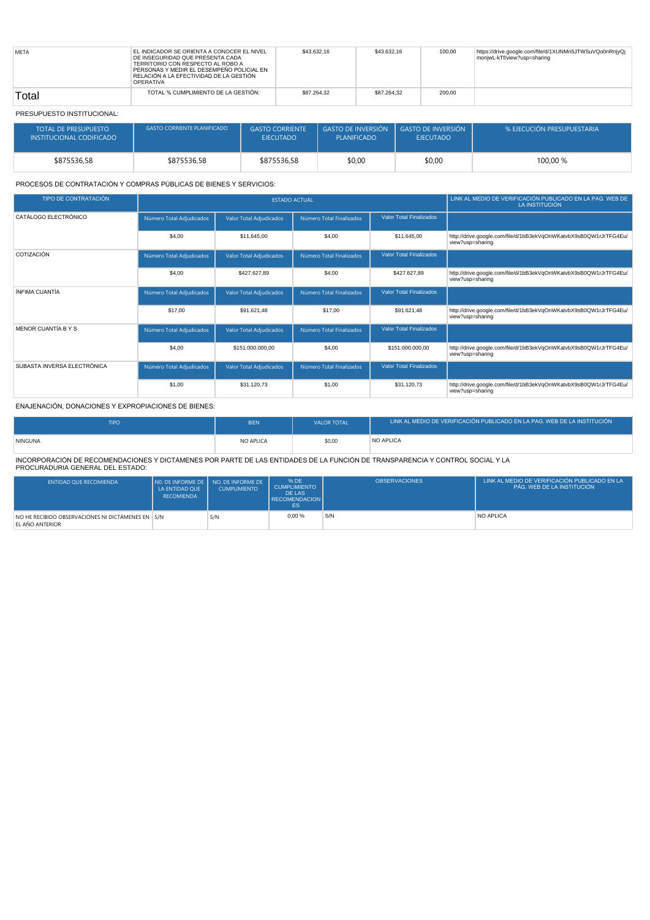| | | | | | |
|---|---|---|---|---|---|
| META | EL INDICADOR SE ORIENTA A CONOCER EL NIVEL DE INSEGURIDAD QUE PRESENTA CADA TERRITORIO CON RESPECTO AL ROBO A PERSONAS Y MEDIR EL DESEMPEÑO POLICIAL EN RELACIÓN A LA EFECTIVIDAD DE LA GESTIÓN OPERATIVA | $43.632,16 | $43.632,16 | 100,00 | https://drive.google.com/file/d/1XUNMn5JTWSuVQo0nRnjyQjmonjwL-kTf/view?usp=sharing |
| Total | TOTAL % CUMPLIMIENTO DE LA GESTIÓN: | $87.264,32 | $87.264,32 | 200,00 | |

PRESUPUESTO INSTITUCIONAL:

| TOTAL DE PRESUPUESTO INSTITUCIONAL CODIFICADO | GASTO CORRIENTE PLANIFICADO | GASTO CORRIENTE EJECUTADO | GASTO DE INVERSIÓN PLANIFICADO | GASTO DE INVERSIÓN EJECUTADO | % EJECUCIÓN PRESUPUESTARIA |
|---|---|---|---|---|---|
| $875536,58 | $875536,58 | $875536,58 | $0,00 | $0,00 | 100,00 % |

PROCESOS DE CONTRATACIÓN Y COMPRAS PÚBLICAS DE BIENES Y SERVICIOS:

| TIPO DE CONTRATACIÓN | ESTADO ACTUAL | | | | LINK AL MEDIO DE VERIFICACIÓN PUBLICADO EN LA PAG. WEB DE LA INSTITUCIÓN |
|---|---|---|---|---|---|
| CATÁLOGO ELECTRÓNICO | Número Total Adjudicados | Valor Total Adjudicados | Número Total Finalizados | Valor Total Finalizados | |
| | $4,00 | $11.645,00 | $4,00 | $11.645,00 | http://drive.google.com/file/d/1bB3ekVqOnWKatvbX9sB0QW1rJrTFG4Eu/view?usp=sharing |
| COTIZACIÓN | Número Total Adjudicados | Valor Total Adjudicados | Número Total Finalizados | Valor Total Finalizados | |
| | $4,00 | $427.627,89 | $4,00 | $427.627,89 | http://drive.google.com/file/d/1bB3ekVqOnWKatvbX9sB0QW1rJrTFG4Eu/view?usp=sharing |
| ÍNFIMA CUANTÍA | Número Total Adjudicados | Valor Total Adjudicados | Número Total Finalizados | Valor Total Finalizados | |
| | $17,00 | $91.621,48 | $17,00 | $91.621,48 | http://drive.google.com/file/d/1bB3ekVqOnWKatvbX9sB0QW1rJrTFG4Eu/view?usp=sharing |
| MENOR CUANTÍA B Y S | Número Total Adjudicados | Valor Total Adjudicados | Número Total Finalizados | Valor Total Finalizados | |
| | $4,00 | $151.000.000,00 | $4,00 | $151.000.000,00 | http://drive.google.com/file/d/1bB3ekVqOnWKatvbX9sB0QW1rJrTFG4Eu/view?usp=sharing |
| SUBASTA INVERSA ELECTRÓNICA | Número Total Adjudicados | Valor Total Adjudicados | Número Total Finalizados | Valor Total Finalizados | |
| | $1,00 | $31.120,73 | $1,00 | $31.120,73 | http://drive.google.com/file/d/1bB3ekVqOnWKatvbX9sB0QW1rJrTFG4Eu/view?usp=sharing |

ENAJENACIÓN, DONACIONES Y EXPROPIACIONES DE BIENES:

| TIPO | BIEN | VALOR TOTAL | LINK AL MEDIO DE VERIFICACIÓN PUBLICADO EN LA PAG. WEB DE LA INSTITUCIÓN |
|---|---|---|---|
| NINGUNA | NO APLICA | $0,00 | NO APLICA |

INCORPORACIÓN DE RECOMENDACIONES Y DICTÁMENES POR PARTE DE LAS ENTIDADES DE LA FUNCIÓN DE TRANSPARENCIA Y CONTROL SOCIAL Y LA PROCURADURIA GENERAL DEL ESTADO:

| ENTIDAD QUE RECOMIENDA | NO. DE INFORME DE LA ENTIDAD QUE RECOMIENDA | NO. DE INFORME DE CUMPLIMIENTO | % DE CUMPLIMIENTO DE LAS RECOMENDACIONES | OBSERVACIONES | LINK AL MEDIO DE VERIFICACIÓN PUBLICADO EN LA PÁG. WEB DE LA INSTITUCIÓN |
|---|---|---|---|---|---|
| NO HE RECIBIDO OBSERVACIONES NI DICTÁMENES EN EL AÑO ANTERIOR | S/N | S/N | 0,00 % | S/N | NO APLICA |